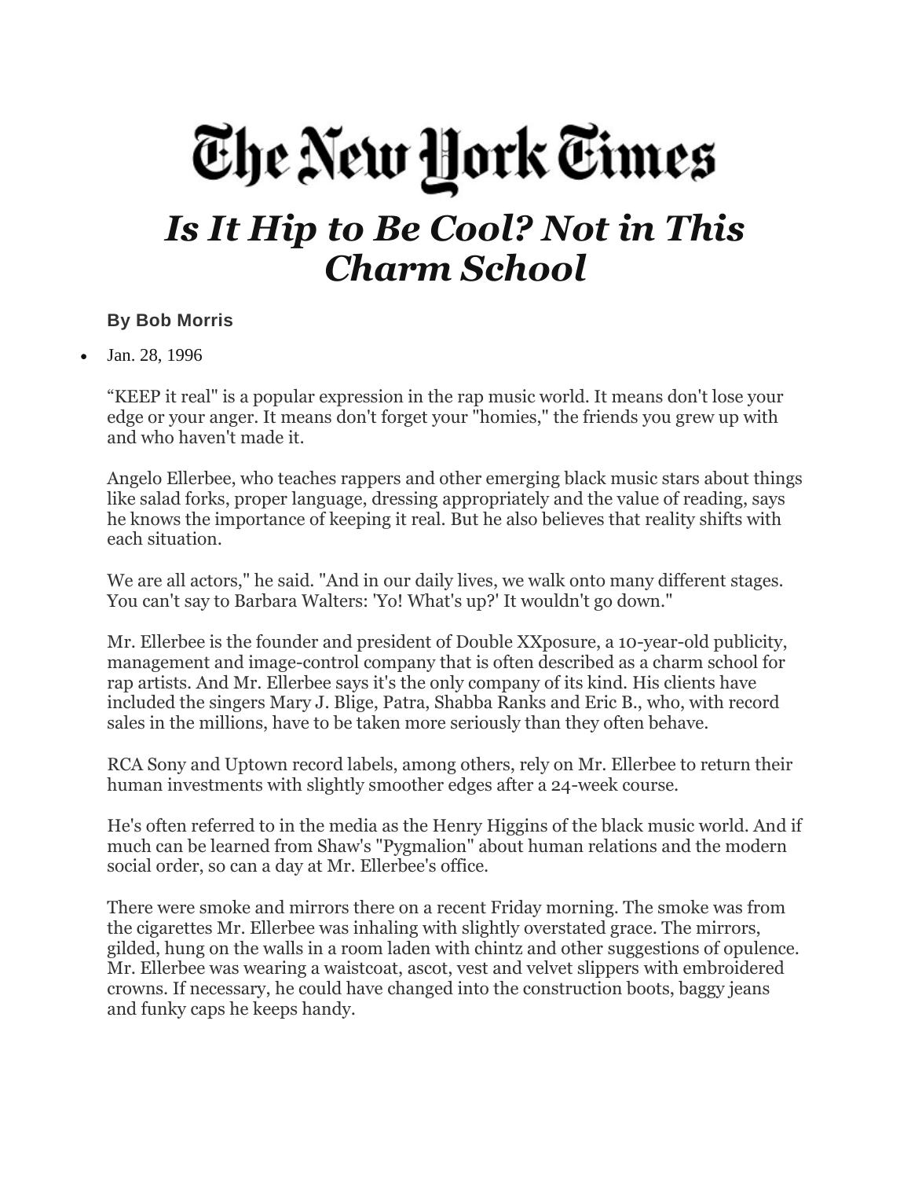# The New York Times

## *Is It Hip to Be Cool? Not in This Charm School*

**By Bob Morris**

- Jan. 28, 1996

“KEEP it real" is a popular expression in the rap music world. It means don't lose your edge or your anger. It means don't forget your "homies," the friends you grew up with and who haven't made it.

Angelo Ellerbee, who teaches rappers and other emerging black music stars about things like salad forks, proper language, dressing appropriately and the value of reading, says he knows the importance of keeping it real. But he also believes that reality shifts with each situation.

We are all actors," he said. "And in our daily lives, we walk onto many different stages. You can't say to Barbara Walters: 'Yo! What's up?' It wouldn't go down."

Mr. Ellerbee is the founder and president of Double XXposure, a 10-year-old publicity, management and image-control company that is often described as a charm school for rap artists. And Mr. Ellerbee says it's the only company of its kind. His clients have included the singers Mary J. Blige, Patra, Shabba Ranks and Eric B., who, with record sales in the millions, have to be taken more seriously than they often behave.

RCA Sony and Uptown record labels, among others, rely on Mr. Ellerbee to return their human investments with slightly smoother edges after a 24-week course.

He's often referred to in the media as the Henry Higgins of the black music world. And if much can be learned from Shaw's "Pygmalion" about human relations and the modern social order, so can a day at Mr. Ellerbee's office.

There were smoke and mirrors there on a recent Friday morning. The smoke was from the cigarettes Mr. Ellerbee was inhaling with slightly overstated grace. The mirrors, gilded, hung on the walls in a room laden with chintz and other suggestions of opulence. Mr. Ellerbee was wearing a waistcoat, ascot, vest and velvet slippers with embroidered crowns. If necessary, he could have changed into the construction boots, baggy jeans and funky caps he keeps handy.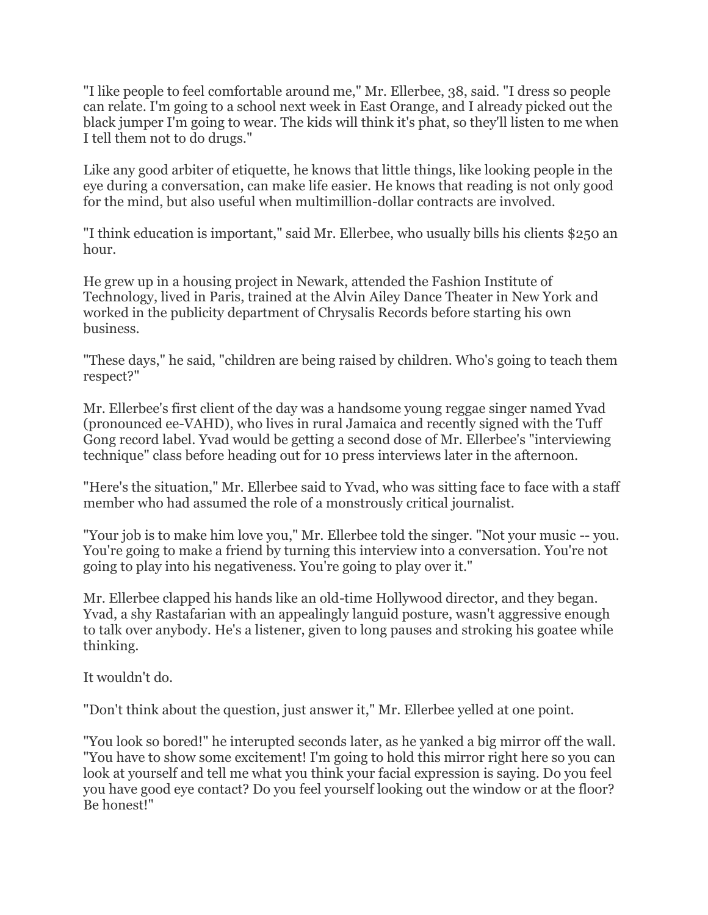"I like people to feel comfortable around me," Mr. Ellerbee, 38, said. "I dress so people can relate. I'm going to a school next week in East Orange, and I already picked out the black jumper I'm going to wear. The kids will think it's phat, so they'll listen to me when I tell them not to do drugs."

Like any good arbiter of etiquette, he knows that little things, like looking people in the eye during a conversation, can make life easier. He knows that reading is not only good for the mind, but also useful when multimillion-dollar contracts are involved.

"I think education is important," said Mr. Ellerbee, who usually bills his clients $250 an hour.

He grew up in a housing project in Newark, attended the Fashion Institute of Technology, lived in Paris, trained at the Alvin Ailey Dance Theater in New York and worked in the publicity department of Chrysalis Records before starting his own business.

"These days," he said, "children are being raised by children. Who's going to teach them respect?"

Mr. Ellerbee's first client of the day was a handsome young reggae singer named Yvad (pronounced ee-VAHD), who lives in rural Jamaica and recently signed with the Tuff Gong record label. Yvad would be getting a second dose of Mr. Ellerbee's "interviewing technique" class before heading out for 10 press interviews later in the afternoon.

"Here's the situation," Mr. Ellerbee said to Yvad, who was sitting face to face with a staff member who had assumed the role of a monstrously critical journalist.

"Your job is to make him love you," Mr. Ellerbee told the singer. "Not your music -- you. You're going to make a friend by turning this interview into a conversation. You're not going to play into his negativeness. You're going to play over it."

Mr. Ellerbee clapped his hands like an old-time Hollywood director, and they began. Yvad, a shy Rastafarian with an appealingly languid posture, wasn't aggressive enough to talk over anybody. He's a listener, given to long pauses and stroking his goatee while thinking.

It wouldn't do.

"Don't think about the question, just answer it," Mr. Ellerbee yelled at one point.

"You look so bored!" he interupted seconds later, as he yanked a big mirror off the wall. "You have to show some excitement! I'm going to hold this mirror right here so you can look at yourself and tell me what you think your facial expression is saying. Do you feel you have good eye contact? Do you feel yourself looking out the window or at the floor? Be honest!"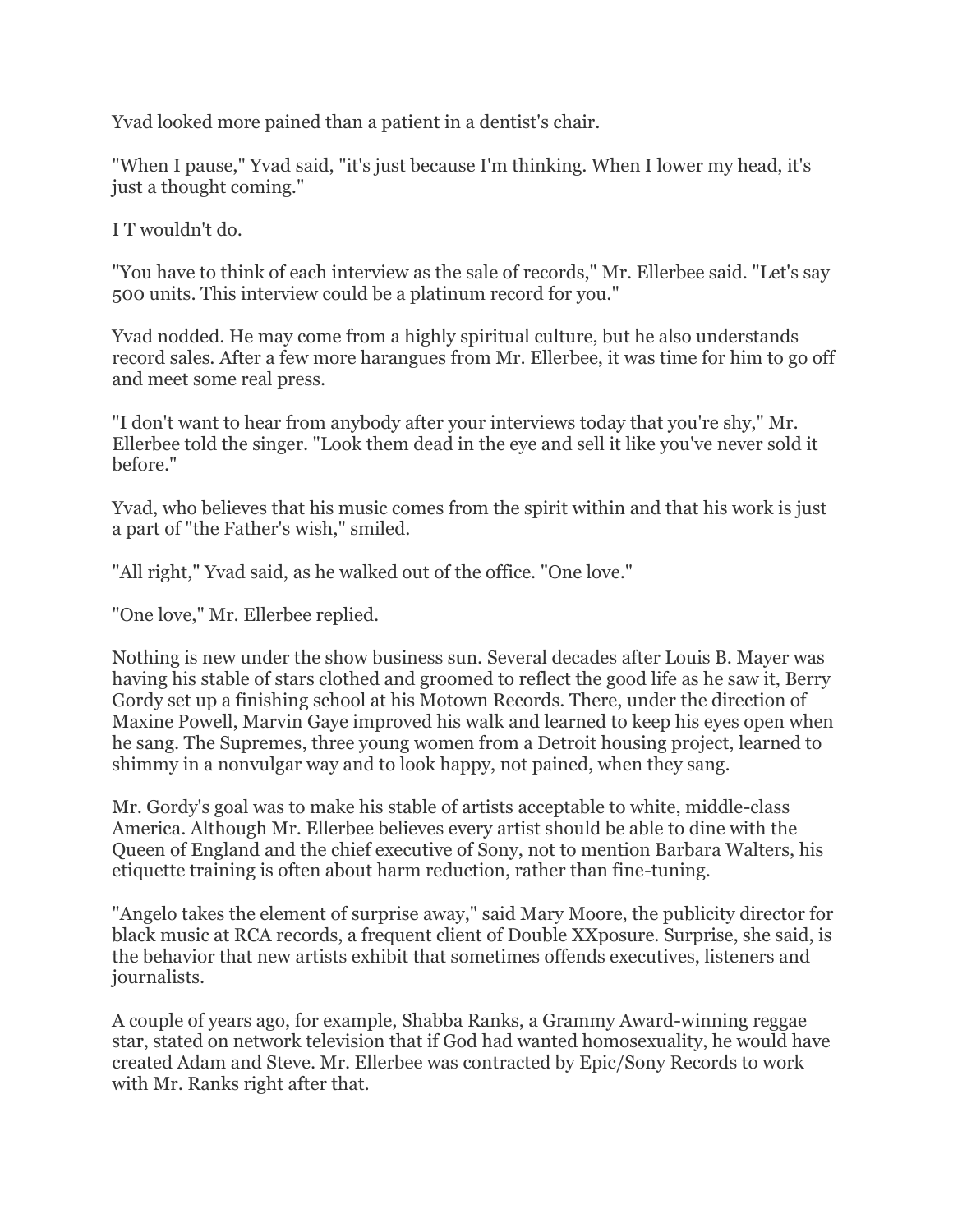Yvad looked more pained than a patient in a dentist's chair.

"When I pause," Yvad said, "it's just because I'm thinking. When I lower my head, it's just a thought coming."

I T wouldn't do.

"You have to think of each interview as the sale of records," Mr. Ellerbee said. "Let's say 500 units. This interview could be a platinum record for you."

Yvad nodded. He may come from a highly spiritual culture, but he also understands record sales. After a few more harangues from Mr. Ellerbee, it was time for him to go off and meet some real press.

"I don't want to hear from anybody after your interviews today that you're shy," Mr. Ellerbee told the singer. "Look them dead in the eye and sell it like you've never sold it before."

Yvad, who believes that his music comes from the spirit within and that his work is just a part of "the Father's wish," smiled.

"All right," Yvad said, as he walked out of the office. "One love."

"One love," Mr. Ellerbee replied.

Nothing is new under the show business sun. Several decades after Louis B. Mayer was having his stable of stars clothed and groomed to reflect the good life as he saw it, Berry Gordy set up a finishing school at his Motown Records. There, under the direction of Maxine Powell, Marvin Gaye improved his walk and learned to keep his eyes open when he sang. The Supremes, three young women from a Detroit housing project, learned to shimmy in a nonvulgar way and to look happy, not pained, when they sang.

Mr. Gordy's goal was to make his stable of artists acceptable to white, middle-class America. Although Mr. Ellerbee believes every artist should be able to dine with the Queen of England and the chief executive of Sony, not to mention Barbara Walters, his etiquette training is often about harm reduction, rather than fine-tuning.

"Angelo takes the element of surprise away," said Mary Moore, the publicity director for black music at RCA records, a frequent client of Double XXposure. Surprise, she said, is the behavior that new artists exhibit that sometimes offends executives, listeners and journalists.

A couple of years ago, for example, Shabba Ranks, a Grammy Award-winning reggae star, stated on network television that if God had wanted homosexuality, he would have created Adam and Steve. Mr. Ellerbee was contracted by Epic/Sony Records to work with Mr. Ranks right after that.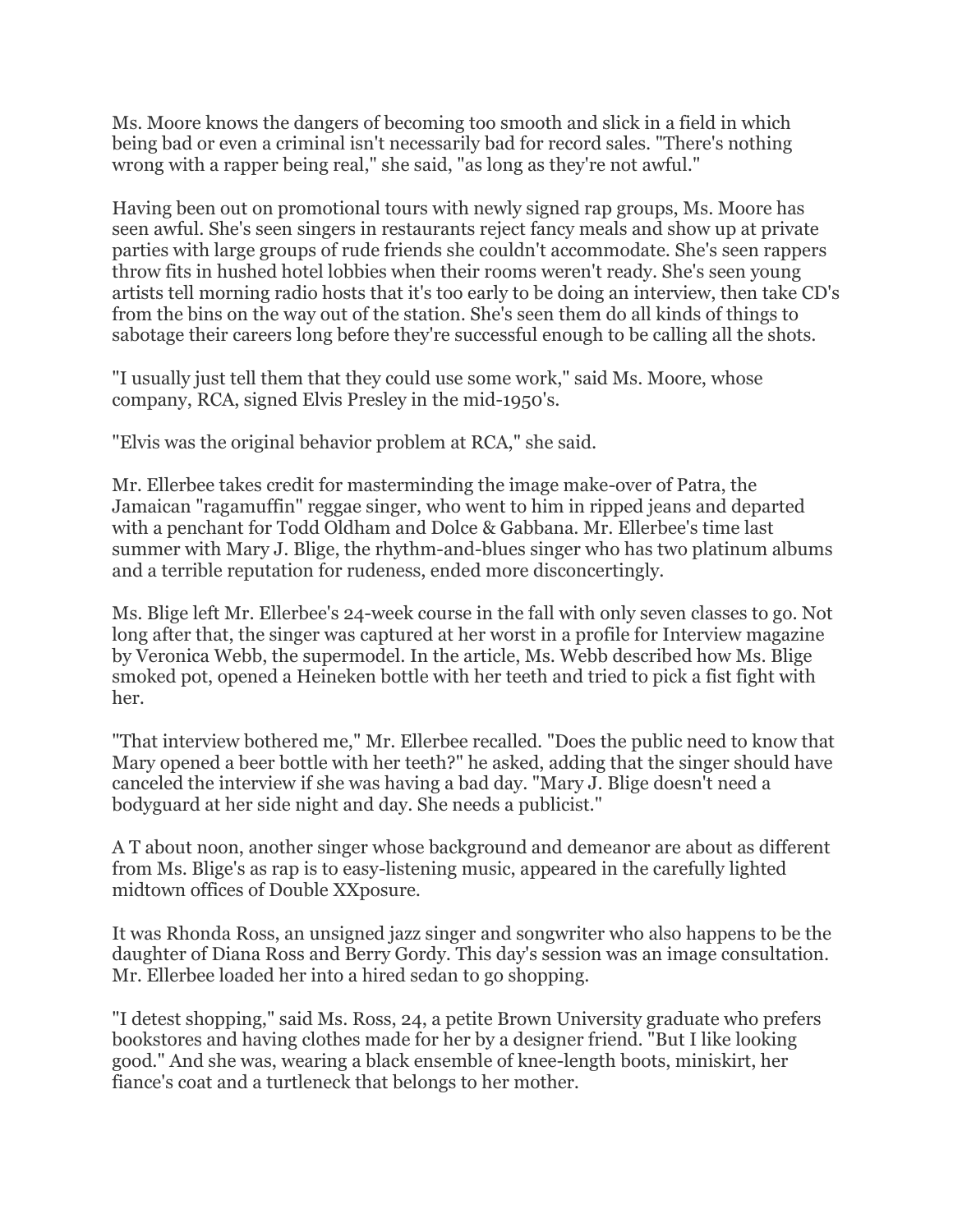Ms. Moore knows the dangers of becoming too smooth and slick in a field in which being bad or even a criminal isn't necessarily bad for record sales. "There's nothing wrong with a rapper being real," she said, "as long as they're not awful."

Having been out on promotional tours with newly signed rap groups, Ms. Moore has seen awful. She's seen singers in restaurants reject fancy meals and show up at private parties with large groups of rude friends she couldn't accommodate. She's seen rappers throw fits in hushed hotel lobbies when their rooms weren't ready. She's seen young artists tell morning radio hosts that it's too early to be doing an interview, then take CD's from the bins on the way out of the station. She's seen them do all kinds of things to sabotage their careers long before they're successful enough to be calling all the shots.

"I usually just tell them that they could use some work," said Ms. Moore, whose company, RCA, signed Elvis Presley in the mid-1950's.

"Elvis was the original behavior problem at RCA," she said.

Mr. Ellerbee takes credit for masterminding the image make-over of Patra, the Jamaican "ragamuffin" reggae singer, who went to him in ripped jeans and departed with a penchant for Todd Oldham and Dolce & Gabbana. Mr. Ellerbee's time last summer with Mary J. Blige, the rhythm-and-blues singer who has two platinum albums and a terrible reputation for rudeness, ended more disconcertingly.

Ms. Blige left Mr. Ellerbee's 24-week course in the fall with only seven classes to go. Not long after that, the singer was captured at her worst in a profile for Interview magazine by Veronica Webb, the supermodel. In the article, Ms. Webb described how Ms. Blige smoked pot, opened a Heineken bottle with her teeth and tried to pick a fist fight with her.

"That interview bothered me," Mr. Ellerbee recalled. "Does the public need to know that Mary opened a beer bottle with her teeth?" he asked, adding that the singer should have canceled the interview if she was having a bad day. "Mary J. Blige doesn't need a bodyguard at her side night and day. She needs a publicist."

A T about noon, another singer whose background and demeanor are about as different from Ms. Blige's as rap is to easy-listening music, appeared in the carefully lighted midtown offices of Double XXposure.

It was Rhonda Ross, an unsigned jazz singer and songwriter who also happens to be the daughter of Diana Ross and Berry Gordy. This day's session was an image consultation. Mr. Ellerbee loaded her into a hired sedan to go shopping.

"I detest shopping," said Ms. Ross, 24, a petite Brown University graduate who prefers bookstores and having clothes made for her by a designer friend. "But I like looking good." And she was, wearing a black ensemble of knee-length boots, miniskirt, her fiance's coat and a turtleneck that belongs to her mother.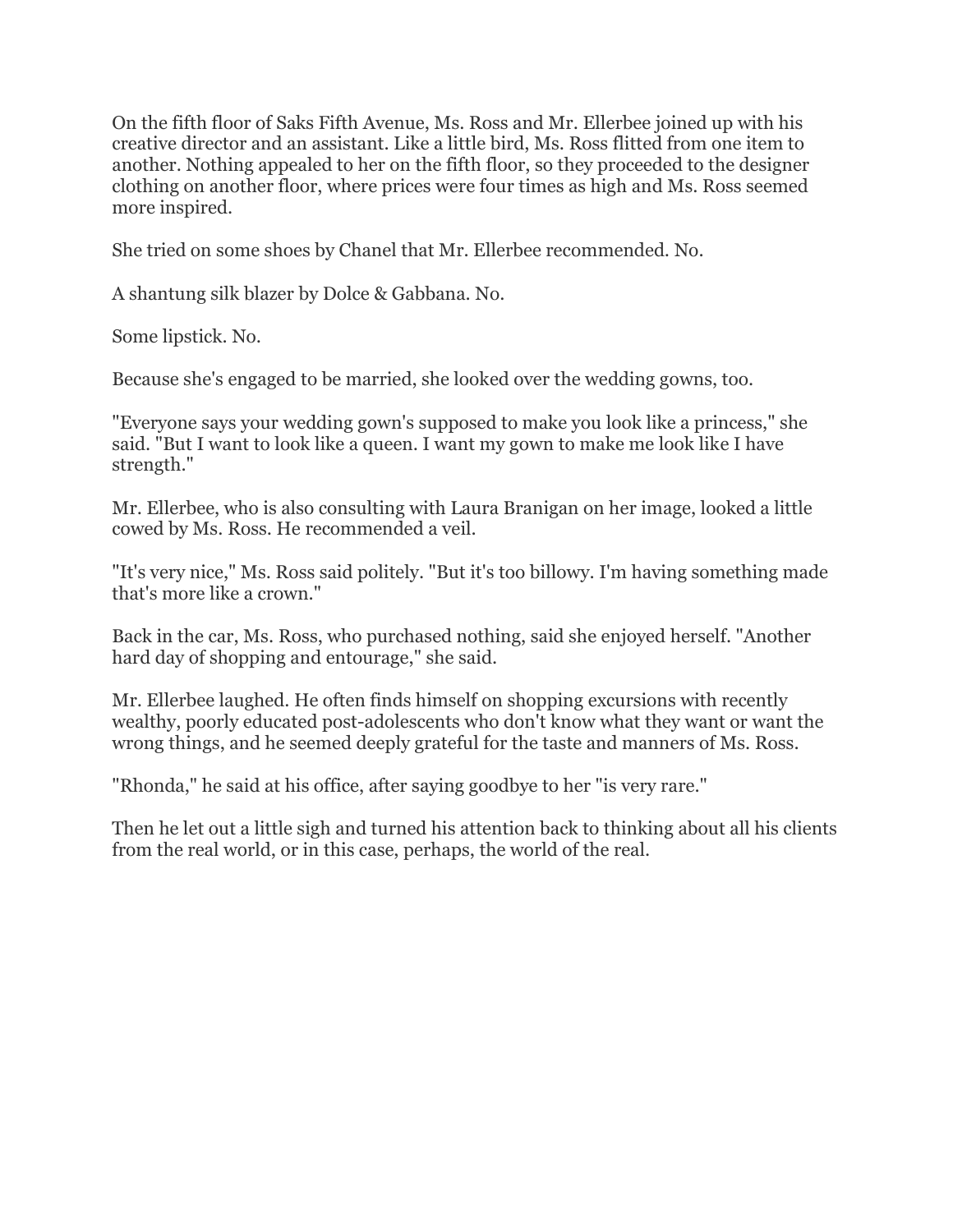On the fifth floor of Saks Fifth Avenue, Ms. Ross and Mr. Ellerbee joined up with his creative director and an assistant. Like a little bird, Ms. Ross flitted from one item to another. Nothing appealed to her on the fifth floor, so they proceeded to the designer clothing on another floor, where prices were four times as high and Ms. Ross seemed more inspired.

She tried on some shoes by Chanel that Mr. Ellerbee recommended. No.

A shantung silk blazer by Dolce & Gabbana. No.

Some lipstick. No.

Because she's engaged to be married, she looked over the wedding gowns, too.

"Everyone says your wedding gown's supposed to make you look like a princess," she said. "But I want to look like a queen. I want my gown to make me look like I have strength."

Mr. Ellerbee, who is also consulting with Laura Branigan on her image, looked a little cowed by Ms. Ross. He recommended a veil.

"It's very nice," Ms. Ross said politely. "But it's too billowy. I'm having something made that's more like a crown."

Back in the car, Ms. Ross, who purchased nothing, said she enjoyed herself. "Another hard day of shopping and entourage," she said.

Mr. Ellerbee laughed. He often finds himself on shopping excursions with recently wealthy, poorly educated post-adolescents who don't know what they want or want the wrong things, and he seemed deeply grateful for the taste and manners of Ms. Ross.

"Rhonda," he said at his office, after saying goodbye to her "is very rare."

Then he let out a little sigh and turned his attention back to thinking about all his clients from the real world, or in this case, perhaps, the world of the real.